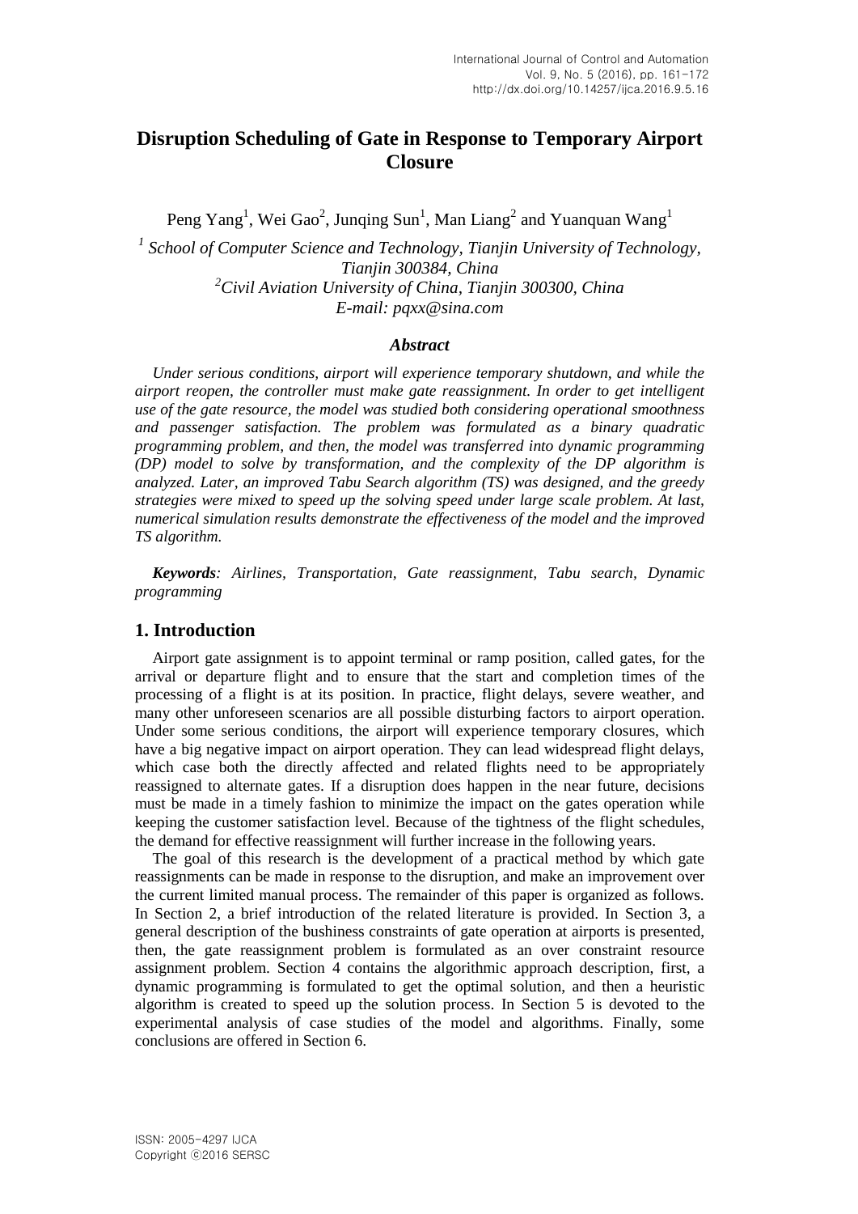# Disruption Scheduling of Gate in Response to Temporary Airport Closure

Peng Yang[1], Wei Gao[2], Junqing Sun[1], Man Liang[2] and Yuanquan Wang[1]

[1] *School of Computer Science and Technology, Tianjin University of Technology, Tianjin 300384, China*
[2] *Civil Aviation University of China, Tianjin 300300, China*
*E-mail: pqxx@sina.com*

### *Abstract*

*Under serious conditions, airport will experience temporary shutdown, and while the airport reopen, the controller must make gate reassignment. In order to get intelligent use of the gate resource, the model was studied both considering operational smoothness and passenger satisfaction. The problem was formulated as a binary quadratic programming problem, and then, the model was transferred into dynamic programming (DP) model to solve by transformation, and the complexity of the DP algorithm is analyzed. Later, an improved Tabu Search algorithm (TS) was designed, and the greedy strategies were mixed to speed up the solving speed under large scale problem. At last, numerical simulation results demonstrate the effectiveness of the model and the improved TS algorithm.*

***Keywords****: Airlines, Transportation, Gate reassignment, Tabu search, Dynamic programming*

## 1. Introduction

Airport gate assignment is to appoint terminal or ramp position, called gates, for the arrival or departure flight and to ensure that the start and completion times of the processing of a flight is at its position. In practice, flight delays, severe weather, and many other unforeseen scenarios are all possible disturbing factors to airport operation. Under some serious conditions, the airport will experience temporary closures, which have a big negative impact on airport operation. They can lead widespread flight delays, which case both the directly affected and related flights need to be appropriately reassigned to alternate gates. If a disruption does happen in the near future, decisions must be made in a timely fashion to minimize the impact on the gates operation while keeping the customer satisfaction level. Because of the tightness of the flight schedules, the demand for effective reassignment will further increase in the following years.

The goal of this research is the development of a practical method by which gate reassignments can be made in response to the disruption, and make an improvement over the current limited manual process. The remainder of this paper is organized as follows. In Section 2, a brief introduction of the related literature is provided. In Section 3, a general description of the bushiness constraints of gate operation at airports is presented, then, the gate reassignment problem is formulated as an over constraint resource assignment problem. Section 4 contains the algorithmic approach description, first, a dynamic programming is formulated to get the optimal solution, and then a heuristic algorithm is created to speed up the solution process. In Section 5 is devoted to the experimental analysis of case studies of the model and algorithms. Finally, some conclusions are offered in Section 6.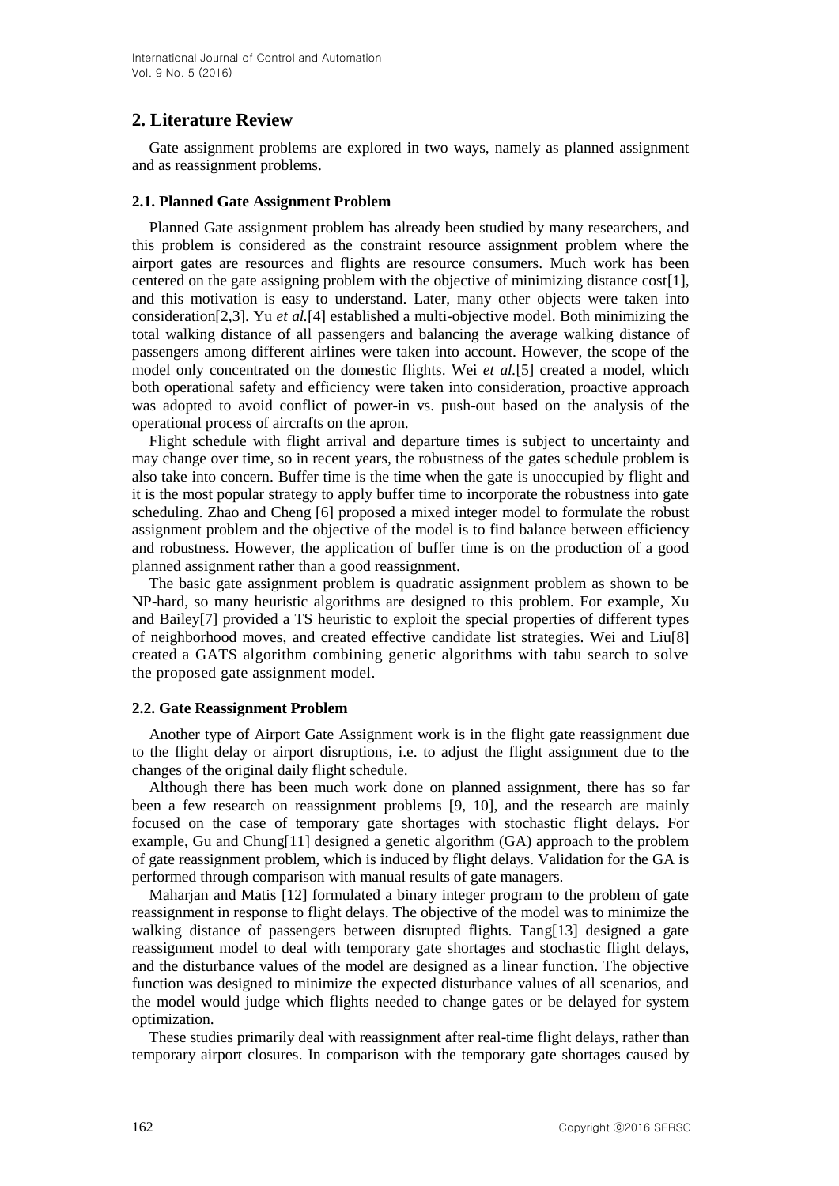## 2. Literature Review

Gate assignment problems are explored in two ways, namely as planned assignment and as reassignment problems.

### 2.1. Planned Gate Assignment Problem

Planned Gate assignment problem has already been studied by many researchers, and this problem is considered as the constraint resource assignment problem where the airport gates are resources and flights are resource consumers. Much work has been centered on the gate assigning problem with the objective of minimizing distance cost[1], and this motivation is easy to understand. Later, many other objects were taken into consideration[2,3]. Yu *et al.*[4] established a multi-objective model. Both minimizing the total walking distance of all passengers and balancing the average walking distance of passengers among different airlines were taken into account. However, the scope of the model only concentrated on the domestic flights. Wei *et al.*[5] created a model, which both operational safety and efficiency were taken into consideration, proactive approach was adopted to avoid conflict of power-in vs. push-out based on the analysis of the operational process of aircrafts on the apron.

Flight schedule with flight arrival and departure times is subject to uncertainty and may change over time, so in recent years, the robustness of the gates schedule problem is also take into concern. Buffer time is the time when the gate is unoccupied by flight and it is the most popular strategy to apply buffer time to incorporate the robustness into gate scheduling. Zhao and Cheng [6] proposed a mixed integer model to formulate the robust assignment problem and the objective of the model is to find balance between efficiency and robustness. However, the application of buffer time is on the production of a good planned assignment rather than a good reassignment.

The basic gate assignment problem is quadratic assignment problem as shown to be NP-hard, so many heuristic algorithms are designed to this problem. For example, Xu and Bailey[7] provided a TS heuristic to exploit the special properties of different types of neighborhood moves, and created effective candidate list strategies. Wei and Liu[8] created a GATS algorithm combining genetic algorithms with tabu search to solve the proposed gate assignment model.

### 2.2. Gate Reassignment Problem

Another type of Airport Gate Assignment work is in the flight gate reassignment due to the flight delay or airport disruptions, i.e. to adjust the flight assignment due to the changes of the original daily flight schedule.

Although there has been much work done on planned assignment, there has so far been a few research on reassignment problems [9, 10], and the research are mainly focused on the case of temporary gate shortages with stochastic flight delays. For example, Gu and Chung[11] designed a genetic algorithm (GA) approach to the problem of gate reassignment problem, which is induced by flight delays. Validation for the GA is performed through comparison with manual results of gate managers.

Maharjan and Matis [12] formulated a binary integer program to the problem of gate reassignment in response to flight delays. The objective of the model was to minimize the walking distance of passengers between disrupted flights. Tang[13] designed a gate reassignment model to deal with temporary gate shortages and stochastic flight delays, and the disturbance values of the model are designed as a linear function. The objective function was designed to minimize the expected disturbance values of all scenarios, and the model would judge which flights needed to change gates or be delayed for system optimization.

These studies primarily deal with reassignment after real-time flight delays, rather than temporary airport closures. In comparison with the temporary gate shortages caused by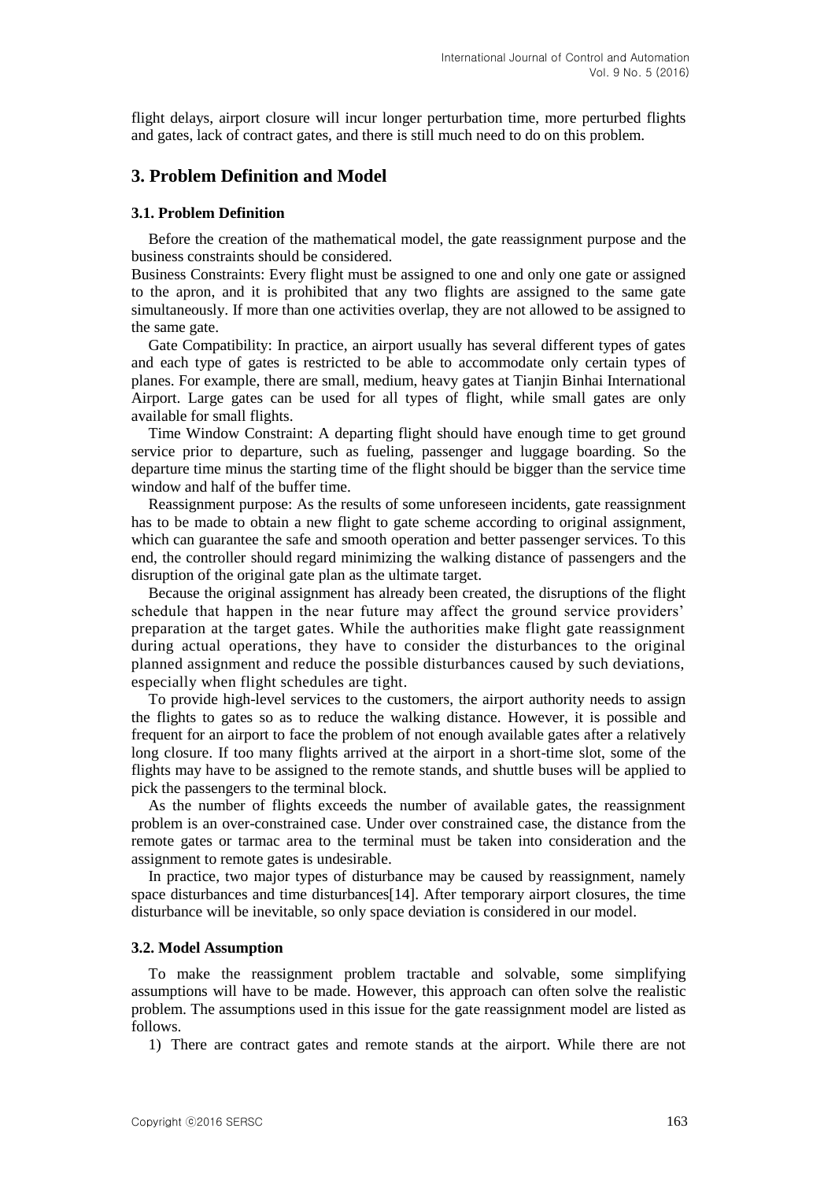flight delays, airport closure will incur longer perturbation time, more perturbed flights and gates, lack of contract gates, and there is still much need to do on this problem.

## 3. Problem Definition and Model

### 3.1. Problem Definition

Before the creation of the mathematical model, the gate reassignment purpose and the business constraints should be considered.

Business Constraints: Every flight must be assigned to one and only one gate or assigned to the apron, and it is prohibited that any two flights are assigned to the same gate simultaneously. If more than one activities overlap, they are not allowed to be assigned to the same gate.

Gate Compatibility: In practice, an airport usually has several different types of gates and each type of gates is restricted to be able to accommodate only certain types of planes. For example, there are small, medium, heavy gates at Tianjin Binhai International Airport. Large gates can be used for all types of flight, while small gates are only available for small flights.

Time Window Constraint: A departing flight should have enough time to get ground service prior to departure, such as fueling, passenger and luggage boarding. So the departure time minus the starting time of the flight should be bigger than the service time window and half of the buffer time.

Reassignment purpose: As the results of some unforeseen incidents, gate reassignment has to be made to obtain a new flight to gate scheme according to original assignment, which can guarantee the safe and smooth operation and better passenger services. To this end, the controller should regard minimizing the walking distance of passengers and the disruption of the original gate plan as the ultimate target.

Because the original assignment has already been created, the disruptions of the flight schedule that happen in the near future may affect the ground service providers' preparation at the target gates. While the authorities make flight gate reassignment during actual operations, they have to consider the disturbances to the original planned assignment and reduce the possible disturbances caused by such deviations, especially when flight schedules are tight.

To provide high-level services to the customers, the airport authority needs to assign the flights to gates so as to reduce the walking distance. However, it is possible and frequent for an airport to face the problem of not enough available gates after a relatively long closure. If too many flights arrived at the airport in a short-time slot, some of the flights may have to be assigned to the remote stands, and shuttle buses will be applied to pick the passengers to the terminal block.

As the number of flights exceeds the number of available gates, the reassignment problem is an over-constrained case. Under over constrained case, the distance from the remote gates or tarmac area to the terminal must be taken into consideration and the assignment to remote gates is undesirable.

In practice, two major types of disturbance may be caused by reassignment, namely space disturbances and time disturbances[14]. After temporary airport closures, the time disturbance will be inevitable, so only space deviation is considered in our model.

### 3.2. Model Assumption

To make the reassignment problem tractable and solvable, some simplifying assumptions will have to be made. However, this approach can often solve the realistic problem. The assumptions used in this issue for the gate reassignment model are listed as follows.

1) There are contract gates and remote stands at the airport. While there are not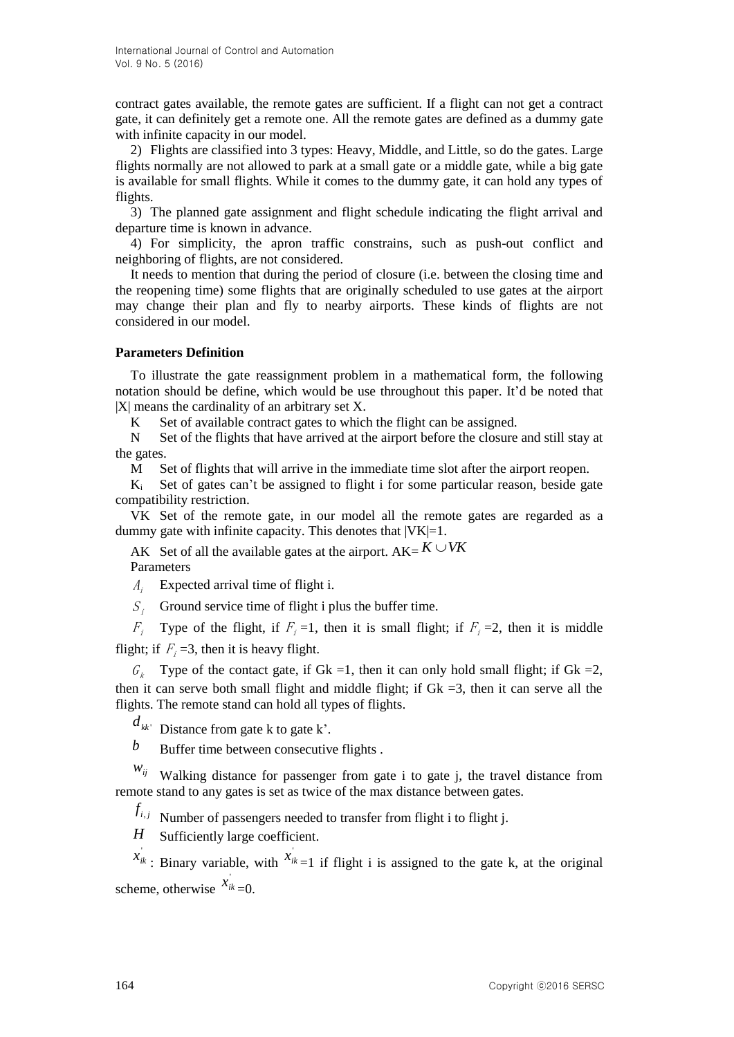contract gates available, the remote gates are sufficient. If a flight can not get a contract gate, it can definitely get a remote one. All the remote gates are defined as a dummy gate with infinite capacity in our model.

2) Flights are classified into 3 types: Heavy, Middle, and Little, so do the gates. Large flights normally are not allowed to park at a small gate or a middle gate, while a big gate is available for small flights. While it comes to the dummy gate, it can hold any types of flights.

3) The planned gate assignment and flight schedule indicating the flight arrival and departure time is known in advance.

4) For simplicity, the apron traffic constrains, such as push-out conflict and neighboring of flights, are not considered.

It needs to mention that during the period of closure (i.e. between the closing time and the reopening time) some flights that are originally scheduled to use gates at the airport may change their plan and fly to nearby airports. These kinds of flights are not considered in our model.

**Parameters Definition**

To illustrate the gate reassignment problem in a mathematical form, the following notation should be define, which would be use throughout this paper. It'd be noted that |X| means the cardinality of an arbitrary set X.

K Set of available contract gates to which the flight can be assigned.

N Set of the flights that have arrived at the airport before the closure and still stay at the gates.

M Set of flights that will arrive in the immediate time slot after the airport reopen.

$K_i$ Set of gates can't be assigned to flight i for some particular reason, beside gate compatibility restriction.

VK Set of the remote gate, in our model all the remote gates are regarded as a dummy gate with infinite capacity. This denotes that |VK|=1.

AK Set of all the available gates at the airport. AK= $K \cup VK$

Parameters

$A_i$ Expected arrival time of flight i.

$S_i$ Ground service time of flight i plus the buffer time.

$F_i$ Type of the flight, if $F_i$ =1, then it is small flight; if $F_i$ =2, then it is middle flight; if $F_i$ =3, then it is heavy flight.

$G_k$ Type of the contact gate, if Gk =1, then it can only hold small flight; if Gk =2, then it can serve both small flight and middle flight; if Gk =3, then it can serve all the flights. The remote stand can hold all types of flights.

$d_{kk'}$ Distance from gate k to gate k'.

$b$ Buffer time between consecutive flights .

$w_{ij}$ Walking distance for passenger from gate i to gate j, the travel distance from remote stand to any gates is set as twice of the max distance between gates.

$f_{i,j}$ Number of passengers needed to transfer from flight i to flight j.

$H$ Sufficiently large coefficient.

$x'_{ik}$ : Binary variable, with $x'_{ik}$ =1 if flight i is assigned to the gate k, at the original scheme, otherwise $x'_{ik}$ =0.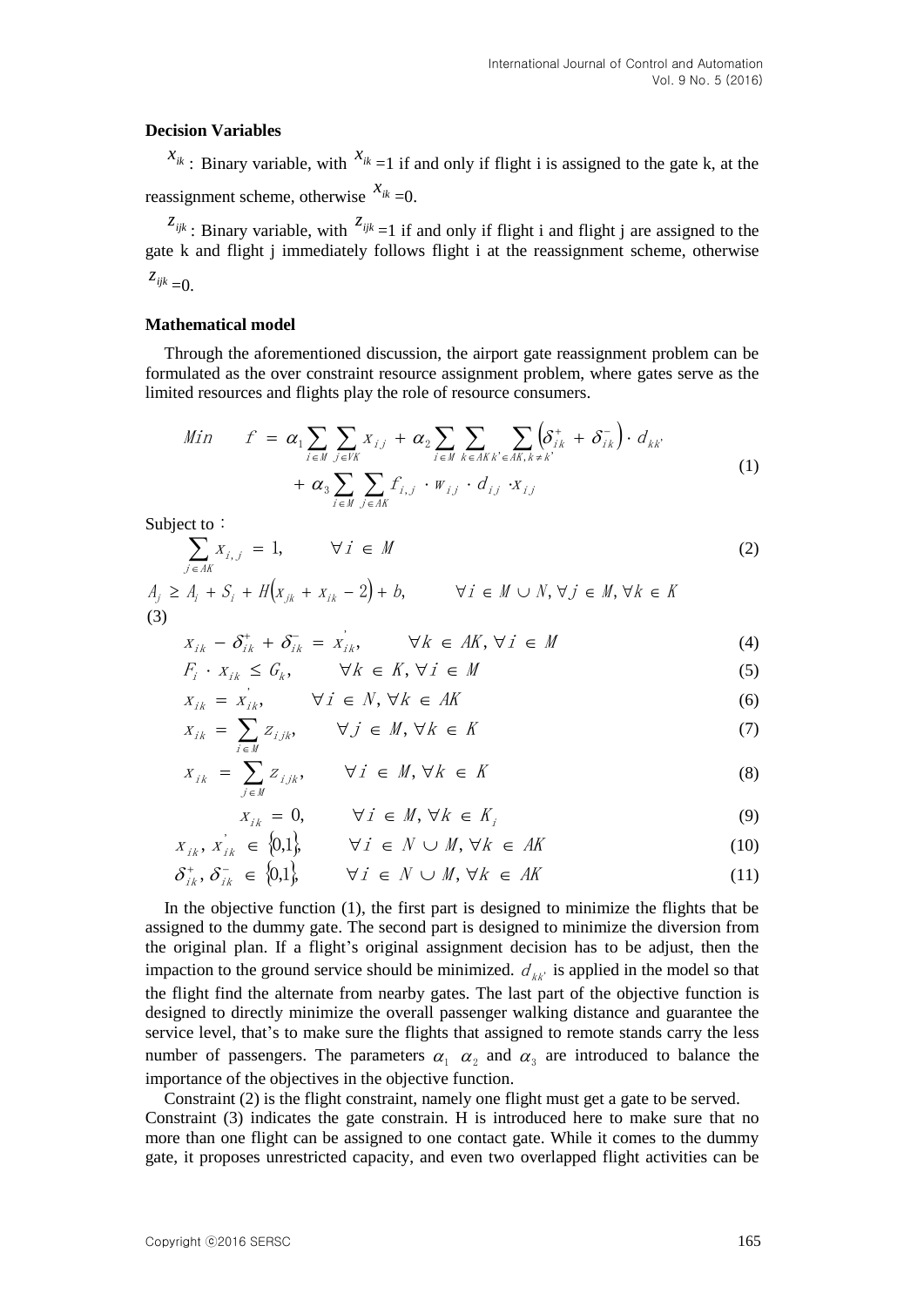**Decision Variables**

$x_{ik}$ : Binary variable, with $x_{ik}$ =1 if and only if flight i is assigned to the gate k, at the reassignment scheme, otherwise $x_{ik}$ =0.

$z_{ijk}$ : Binary variable, with $z_{ijk}$ =1 if and only if flight i and flight j are assigned to the gate k and flight j immediately follows flight i at the reassignment scheme, otherwise $z_{ijk}$ =0.

**Mathematical model**

Through the aforementioned discussion, the airport gate reassignment problem can be formulated as the over constraint resource assignment problem, where gates serve as the limited resources and flights play the role of resource consumers.

$$
\begin{aligned}
Min \quad f = {} & \alpha_1 \sum_{i \in M} \sum_{j \in VK} x_{ij} + \alpha_2 \sum_{i \in M} \sum_{k \in AK} \sum_{k' \in AK, k \neq k'} \left( \delta_{ik}^{+} + \delta_{ik}^{-} \right) \cdot d_{kk'} \\
& + \alpha_3 \sum_{i \in M} \sum_{j \in AK} f_{i,j} \cdot w_{ij} \cdot d_{ij} \cdot x_{ij}
\end{aligned} \tag{1}
$$

Subject to：

$$\sum_{j \in AK} x_{i,j} = 1, \qquad \forall i \in M \tag{2}$$

$$A_j \geq A_i + S_i + H\left(x_{jk} + x_{ik} - 2\right) + b, \qquad \forall i \in M \cup N, \forall j \in M, \forall k \in K \tag{3}$$

$$x_{ik} - \delta_{ik}^{+} + \delta_{ik}^{-} = x_{ik}^{'}, \qquad \forall k \in AK, \forall i \in M \tag{4}$$

$$F_i \cdot x_{ik} \leq G_k, \qquad \forall k \in K, \forall i \in M \tag{5}$$

$$x_{ik} = x_{ik}^{'}, \qquad \forall i \in N, \forall k \in AK \tag{6}$$

$$x_{ik} = \sum_{i \in M} z_{ijk}, \qquad \forall j \in M, \forall k \in K \tag{7}$$

$$x_{ik} = \sum_{j \in M} z_{ijk}, \qquad \forall i \in M, \forall k \in K \tag{8}$$

$$x_{ik} = 0, \qquad \forall i \in M, \forall k \in K_i \tag{9}$$

$$x_{ik}, x_{ik}^{'} \in \{0,1\}, \qquad \forall i \in N \cup M, \forall k \in AK \tag{10}$$

$$\delta_{ik}^{+}, \delta_{ik}^{-} \in \{0,1\}, \qquad \forall i \in N \cup M, \forall k \in AK \tag{11}$$

In the objective function (1), the first part is designed to minimize the flights that be assigned to the dummy gate. The second part is designed to minimize the diversion from the original plan. If a flight's original assignment decision has to be adjust, then the impaction to the ground service should be minimized. $d_{kk'}$ is applied in the model so that the flight find the alternate from nearby gates. The last part of the objective function is designed to directly minimize the overall passenger walking distance and guarantee the service level, that's to make sure the flights that assigned to remote stands carry the less number of passengers. The parameters $\alpha_1$ $\alpha_2$ and $\alpha_3$ are introduced to balance the importance of the objectives in the objective function.

Constraint (2) is the flight constraint, namely one flight must get a gate to be served. Constraint (3) indicates the gate constrain. H is introduced here to make sure that no more than one flight can be assigned to one contact gate. While it comes to the dummy gate, it proposes unrestricted capacity, and even two overlapped flight activities can be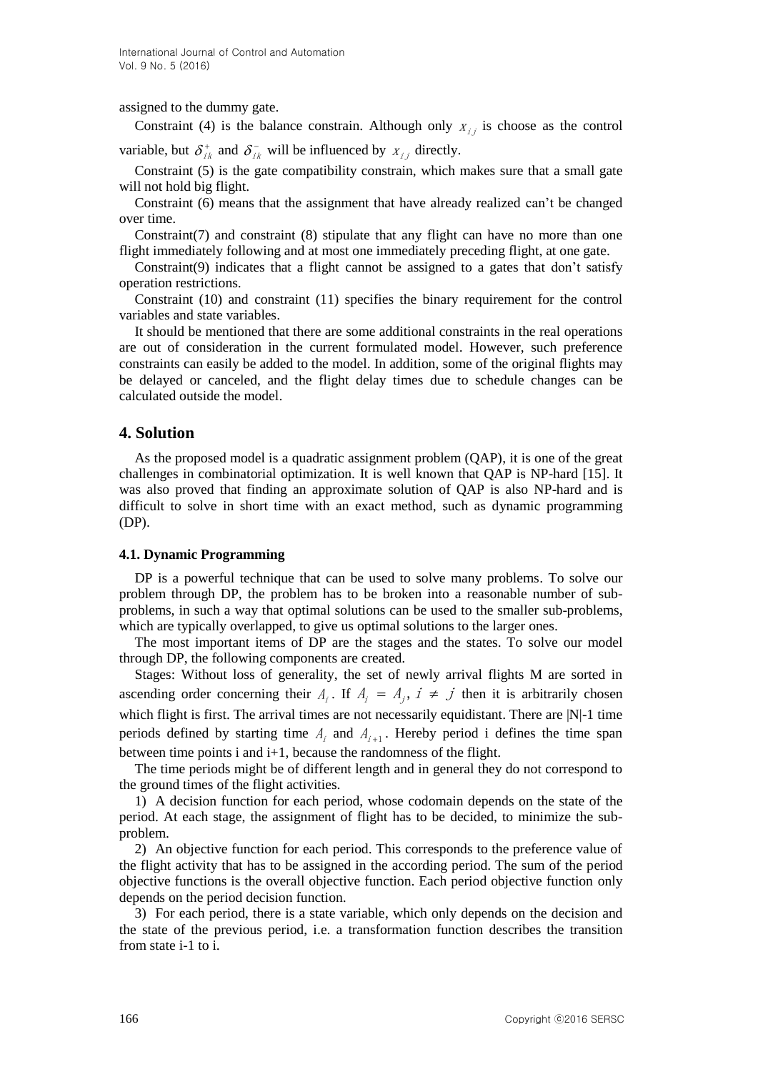assigned to the dummy gate.

Constraint (4) is the balance constrain. Although only $x_{ij}$ is choose as the control variable, but $\delta_{ik}^{+}$ and $\delta_{ik}^{-}$ will be influenced by $x_{ij}$ directly.

Constraint (5) is the gate compatibility constrain, which makes sure that a small gate will not hold big flight.

Constraint (6) means that the assignment that have already realized can't be changed over time.

Constraint(7) and constraint (8) stipulate that any flight can have no more than one flight immediately following and at most one immediately preceding flight, at one gate.

Constraint(9) indicates that a flight cannot be assigned to a gates that don't satisfy operation restrictions.

Constraint (10) and constraint (11) specifies the binary requirement for the control variables and state variables.

It should be mentioned that there are some additional constraints in the real operations are out of consideration in the current formulated model. However, such preference constraints can easily be added to the model. In addition, some of the original flights may be delayed or canceled, and the flight delay times due to schedule changes can be calculated outside the model.

## 4. Solution

As the proposed model is a quadratic assignment problem (QAP), it is one of the great challenges in combinatorial optimization. It is well known that QAP is NP-hard [15]. It was also proved that finding an approximate solution of QAP is also NP-hard and is difficult to solve in short time with an exact method, such as dynamic programming (DP).

### 4.1. Dynamic Programming

DP is a powerful technique that can be used to solve many problems. To solve our problem through DP, the problem has to be broken into a reasonable number of sub-problems, in such a way that optimal solutions can be used to the smaller sub-problems, which are typically overlapped, to give us optimal solutions to the larger ones.

The most important items of DP are the stages and the states. To solve our model through DP, the following components are created.

Stages: Without loss of generality, the set of newly arrival flights M are sorted in ascending order concerning their $A_i$. If $A_i = A_j$, $i \neq j$ then it is arbitrarily chosen which flight is first. The arrival times are not necessarily equidistant. There are |N|-1 time periods defined by starting time $A_i$ and $A_{i+1}$. Hereby period i defines the time span between time points i and i+1, because the randomness of the flight.

The time periods might be of different length and in general they do not correspond to the ground times of the flight activities.

1) A decision function for each period, whose codomain depends on the state of the period. At each stage, the assignment of flight has to be decided, to minimize the sub-problem.

2) An objective function for each period. This corresponds to the preference value of the flight activity that has to be assigned in the according period. The sum of the period objective functions is the overall objective function. Each period objective function only depends on the period decision function.

3) For each period, there is a state variable, which only depends on the decision and the state of the previous period, i.e. a transformation function describes the transition from state i-1 to i.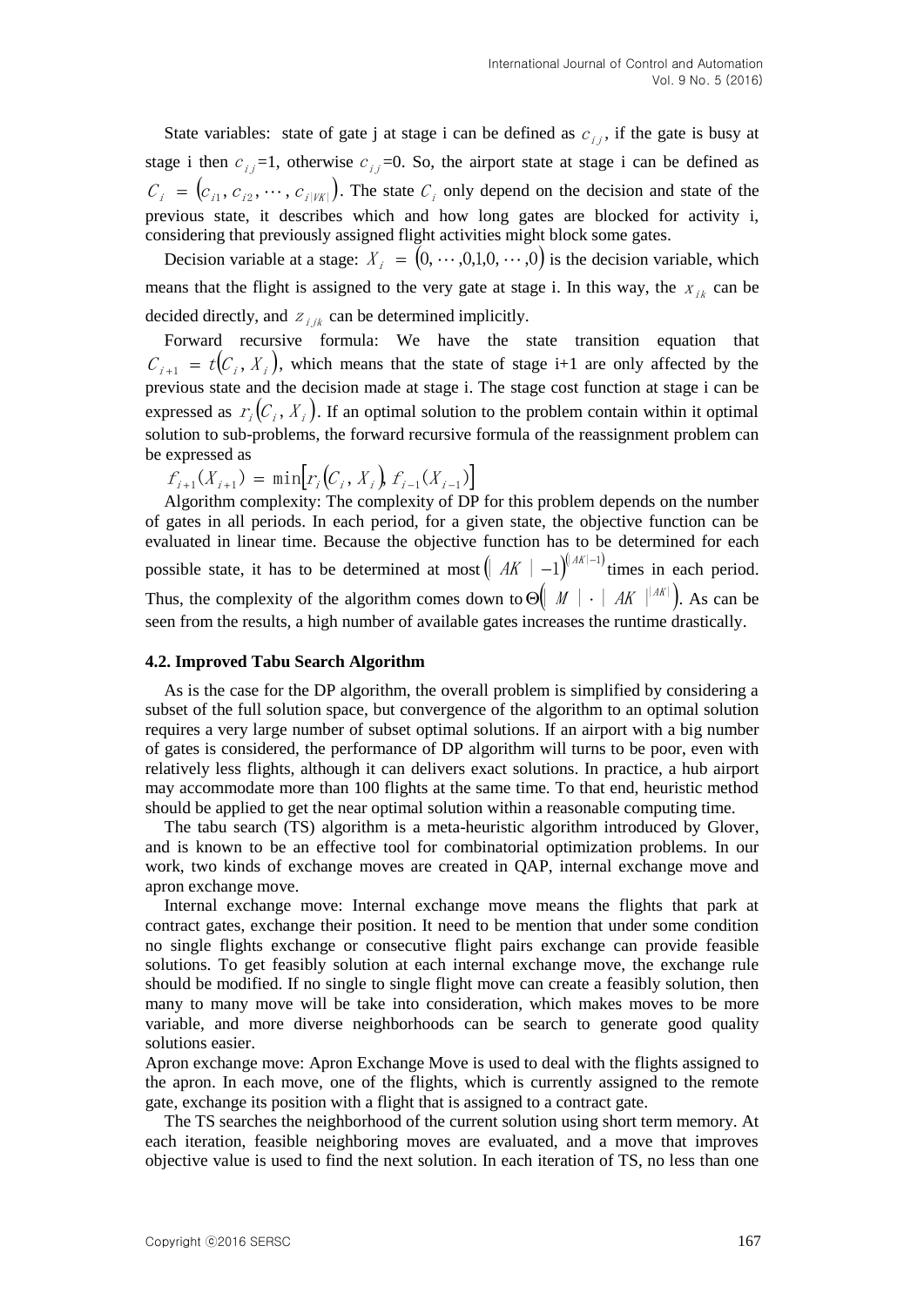State variables: state of gate j at stage i can be defined as $c_{ij}$, if the gate is busy at stage i then $c_{ij}$=1, otherwise $c_{ij}$=0. So, the airport state at stage i can be defined as $C_i = (c_{i1}, c_{i2}, \cdots, c_{i|VK|})$. The state $C_i$ only depend on the decision and state of the previous state, it describes which and how long gates are blocked for activity i, considering that previously assigned flight activities might block some gates.

Decision variable at a stage: $X_i = (0, \cdots, 0, 1, 0, \cdots, 0)$ is the decision variable, which means that the flight is assigned to the very gate at stage i. In this way, the $x_{ik}$ can be decided directly, and $z_{ijk}$ can be determined implicitly.

Forward recursive formula: We have the state transition equation that $C_{i+1} = t(C_i, X_i)$, which means that the state of stage i+1 are only affected by the previous state and the decision made at stage i. The stage cost function at stage i can be expressed as $r_i(C_i, X_i)$. If an optimal solution to the problem contain within it optimal solution to sub-problems, the forward recursive formula of the reassignment problem can be expressed as

$$f_{i+1}(X_{i+1}) = \min[r_i(C_i, X_i), f_{i-1}(X_{i-1})]$$

Algorithm complexity: The complexity of DP for this problem depends on the number of gates in all periods. In each period, for a given state, the objective function can be evaluated in linear time. Because the objective function has to be determined for each possible state, it has to be determined at most $(|AK|-1)^{(|AK|-1)}$ times in each period. Thus, the complexity of the algorithm comes down to $\Theta(|M| \cdot |AK|^{|AK|})$. As can be seen from the results, a high number of available gates increases the runtime drastically.

### 4.2. Improved Tabu Search Algorithm

As is the case for the DP algorithm, the overall problem is simplified by considering a subset of the full solution space, but convergence of the algorithm to an optimal solution requires a very large number of subset optimal solutions. If an airport with a big number of gates is considered, the performance of DP algorithm will turns to be poor, even with relatively less flights, although it can delivers exact solutions. In practice, a hub airport may accommodate more than 100 flights at the same time. To that end, heuristic method should be applied to get the near optimal solution within a reasonable computing time.

The tabu search (TS) algorithm is a meta-heuristic algorithm introduced by Glover, and is known to be an effective tool for combinatorial optimization problems. In our work, two kinds of exchange moves are created in QAP, internal exchange move and apron exchange move.

Internal exchange move: Internal exchange move means the flights that park at contract gates, exchange their position. It need to be mention that under some condition no single flights exchange or consecutive flight pairs exchange can provide feasible solutions. To get feasibly solution at each internal exchange move, the exchange rule should be modified. If no single to single flight move can create a feasibly solution, then many to many move will be take into consideration, which makes moves to be more variable, and more diverse neighborhoods can be search to generate good quality solutions easier.

Apron exchange move: Apron Exchange Move is used to deal with the flights assigned to the apron. In each move, one of the flights, which is currently assigned to the remote gate, exchange its position with a flight that is assigned to a contract gate.

The TS searches the neighborhood of the current solution using short term memory. At each iteration, feasible neighboring moves are evaluated, and a move that improves objective value is used to find the next solution. In each iteration of TS, no less than one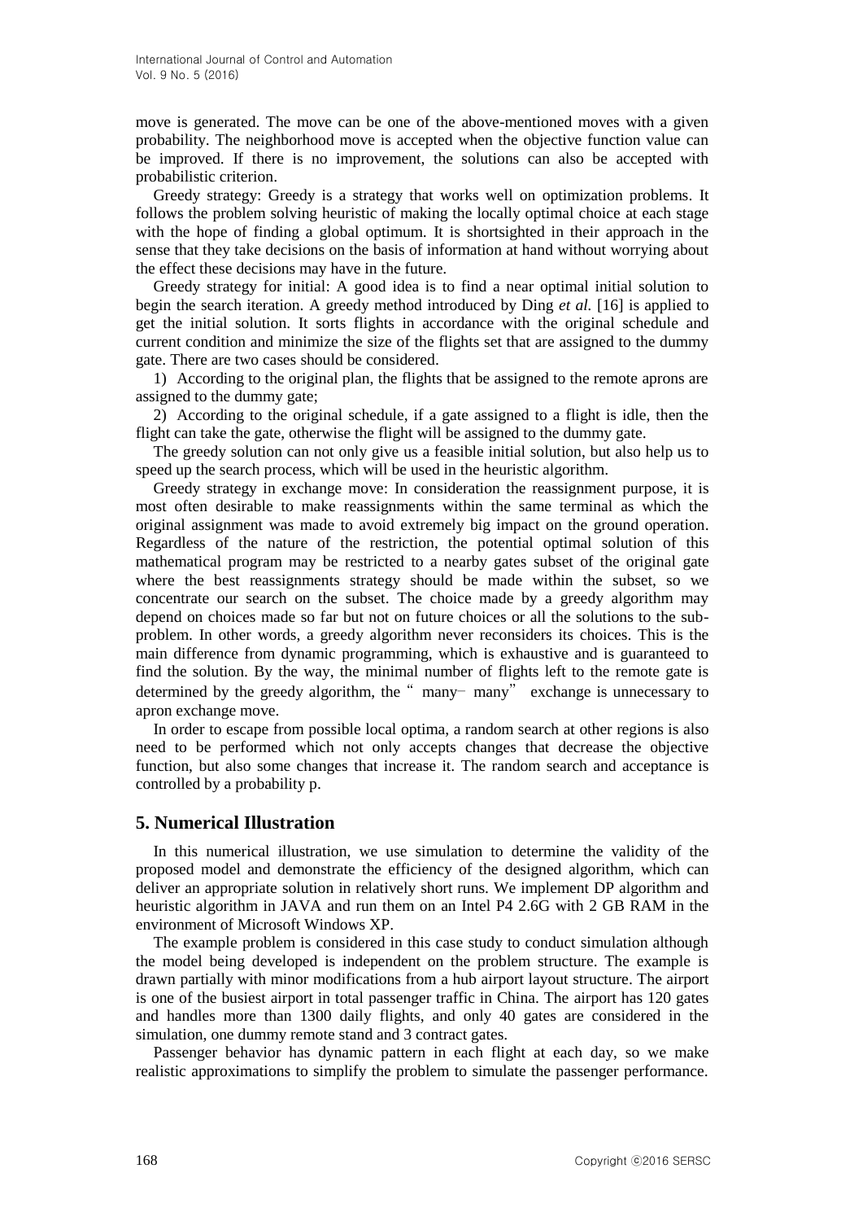move is generated. The move can be one of the above-mentioned moves with a given probability. The neighborhood move is accepted when the objective function value can be improved. If there is no improvement, the solutions can also be accepted with probabilistic criterion.

Greedy strategy: Greedy is a strategy that works well on optimization problems. It follows the problem solving heuristic of making the locally optimal choice at each stage with the hope of finding a global optimum. It is shortsighted in their approach in the sense that they take decisions on the basis of information at hand without worrying about the effect these decisions may have in the future.

Greedy strategy for initial: A good idea is to find a near optimal initial solution to begin the search iteration. A greedy method introduced by Ding *et al.* [16] is applied to get the initial solution. It sorts flights in accordance with the original schedule and current condition and minimize the size of the flights set that are assigned to the dummy gate. There are two cases should be considered.

1) According to the original plan, the flights that be assigned to the remote aprons are assigned to the dummy gate;

2) According to the original schedule, if a gate assigned to a flight is idle, then the flight can take the gate, otherwise the flight will be assigned to the dummy gate.

The greedy solution can not only give us a feasible initial solution, but also help us to speed up the search process, which will be used in the heuristic algorithm.

Greedy strategy in exchange move: In consideration the reassignment purpose, it is most often desirable to make reassignments within the same terminal as which the original assignment was made to avoid extremely big impact on the ground operation. Regardless of the nature of the restriction, the potential optimal solution of this mathematical program may be restricted to a nearby gates subset of the original gate where the best reassignments strategy should be made within the subset, so we concentrate our search on the subset. The choice made by a greedy algorithm may depend on choices made so far but not on future choices or all the solutions to the sub-problem. In other words, a greedy algorithm never reconsiders its choices. This is the main difference from dynamic programming, which is exhaustive and is guaranteed to find the solution. By the way, the minimal number of flights left to the remote gate is determined by the greedy algorithm, the "many– many" exchange is unnecessary to apron exchange move.

In order to escape from possible local optima, a random search at other regions is also need to be performed which not only accepts changes that decrease the objective function, but also some changes that increase it. The random search and acceptance is controlled by a probability p.

## 5. Numerical Illustration

In this numerical illustration, we use simulation to determine the validity of the proposed model and demonstrate the efficiency of the designed algorithm, which can deliver an appropriate solution in relatively short runs. We implement DP algorithm and heuristic algorithm in JAVA and run them on an Intel P4 2.6G with 2 GB RAM in the environment of Microsoft Windows XP.

The example problem is considered in this case study to conduct simulation although the model being developed is independent on the problem structure. The example is drawn partially with minor modifications from a hub airport layout structure. The airport is one of the busiest airport in total passenger traffic in China. The airport has 120 gates and handles more than 1300 daily flights, and only 40 gates are considered in the simulation, one dummy remote stand and 3 contract gates.

Passenger behavior has dynamic pattern in each flight at each day, so we make realistic approximations to simplify the problem to simulate the passenger performance.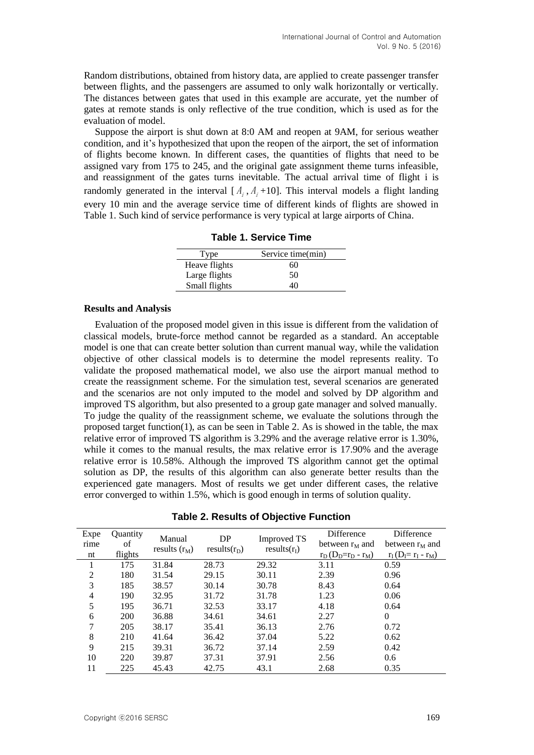Random distributions, obtained from history data, are applied to create passenger transfer between flights, and the passengers are assumed to only walk horizontally or vertically. The distances between gates that used in this example are accurate, yet the number of gates at remote stands is only reflective of the true condition, which is used as for the evaluation of model.

Suppose the airport is shut down at 8:0 AM and reopen at 9AM, for serious weather condition, and it's hypothesized that upon the reopen of the airport, the set of information of flights become known. In different cases, the quantities of flights that need to be assigned vary from 175 to 245, and the original gate assignment theme turns infeasible, and reassignment of the gates turns inevitable. The actual arrival time of flight i is randomly generated in the interval $[A_i, A_i+10]$. This interval models a flight landing every 10 min and the average service time of different kinds of flights are showed in Table 1. Such kind of service performance is very typical at large airports of China.

**Table 1. Service Time**

| Type | Service time(min) |
|---|---|
| Heave flights | 60 |
| Large flights | 50 |
| Small flights | 40 |

**Results and Analysis**

Evaluation of the proposed model given in this issue is different from the validation of classical models, brute-force method cannot be regarded as a standard. An acceptable model is one that can create better solution than current manual way, while the validation objective of other classical models is to determine the model represents reality. To validate the proposed mathematical model, we also use the airport manual method to create the reassignment scheme. For the simulation test, several scenarios are generated and the scenarios are not only imputed to the model and solved by DP algorithm and improved TS algorithm, but also presented to a group gate manager and solved manually. To judge the quality of the reassignment scheme, we evaluate the solutions through the proposed target function(1), as can be seen in Table 2. As is showed in the table, the max relative error of improved TS algorithm is 3.29% and the average relative error is 1.30%, while it comes to the manual results, the max relative error is 17.90% and the average relative error is 10.58%. Although the improved TS algorithm cannot get the optimal solution as DP, the results of this algorithm can also generate better results than the experienced gate managers. Most of results we get under different cases, the relative error converged to within 1.5%, which is good enough in terms of solution quality.

**Table 2. Results of Objective Function**

| Experiment | Quantity of flights | Manual results ($r_M$) | DP results($r_D$) | Improved TS results($r_I$) | Difference between $r_M$ and $r_D$ ($D_D$=$r_D$ - $r_M$) | Difference between $r_M$ and $r_I$ ($D_I$= $r_I$ - $r_M$) |
|---|---|---|---|---|---|---|
| 1 | 175 | 31.84 | 28.73 | 29.32 | 3.11 | 0.59 |
| 2 | 180 | 31.54 | 29.15 | 30.11 | 2.39 | 0.96 |
| 3 | 185 | 38.57 | 30.14 | 30.78 | 8.43 | 0.64 |
| 4 | 190 | 32.95 | 31.72 | 31.78 | 1.23 | 0.06 |
| 5 | 195 | 36.71 | 32.53 | 33.17 | 4.18 | 0.64 |
| 6 | 200 | 36.88 | 34.61 | 34.61 | 2.27 | 0 |
| 7 | 205 | 38.17 | 35.41 | 36.13 | 2.76 | 0.72 |
| 8 | 210 | 41.64 | 36.42 | 37.04 | 5.22 | 0.62 |
| 9 | 215 | 39.31 | 36.72 | 37.14 | 2.59 | 0.42 |
| 10 | 220 | 39.87 | 37.31 | 37.91 | 2.56 | 0.6 |
| 11 | 225 | 45.43 | 42.75 | 43.1 | 2.68 | 0.35 |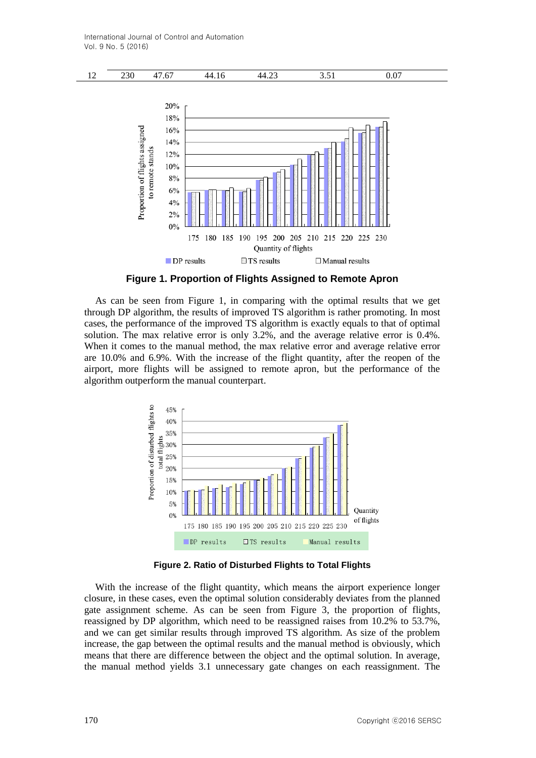| 12 | 230 | 47.67 | 44.16 | 44.23 | 3.51 | 0.07 |
|---|---|---|---|---|---|---|

**Figure 1. Proportion of Flights Assigned to Remote Apron**

As can be seen from Figure 1, in comparing with the optimal results that we get through DP algorithm, the results of improved TS algorithm is rather promoting. In most cases, the performance of the improved TS algorithm is exactly equals to that of optimal solution. The max relative error is only 3.2%, and the average relative error is 0.4%. When it comes to the manual method, the max relative error and average relative error are 10.0% and 6.9%. With the increase of the flight quantity, after the reopen of the airport, more flights will be assigned to remote apron, but the performance of the algorithm outperform the manual counterpart.

**Figure 2. Ratio of Disturbed Flights to Total Flights**

With the increase of the flight quantity, which means the airport experience longer closure, in these cases, even the optimal solution considerably deviates from the planned gate assignment scheme. As can be seen from Figure 3, the proportion of flights, reassigned by DP algorithm, which need to be reassigned raises from 10.2% to 53.7%, and we can get similar results through improved TS algorithm. As size of the problem increase, the gap between the optimal results and the manual method is obviously, which means that there are difference between the object and the optimal solution. In average, the manual method yields 3.1 unnecessary gate changes on each reassignment. The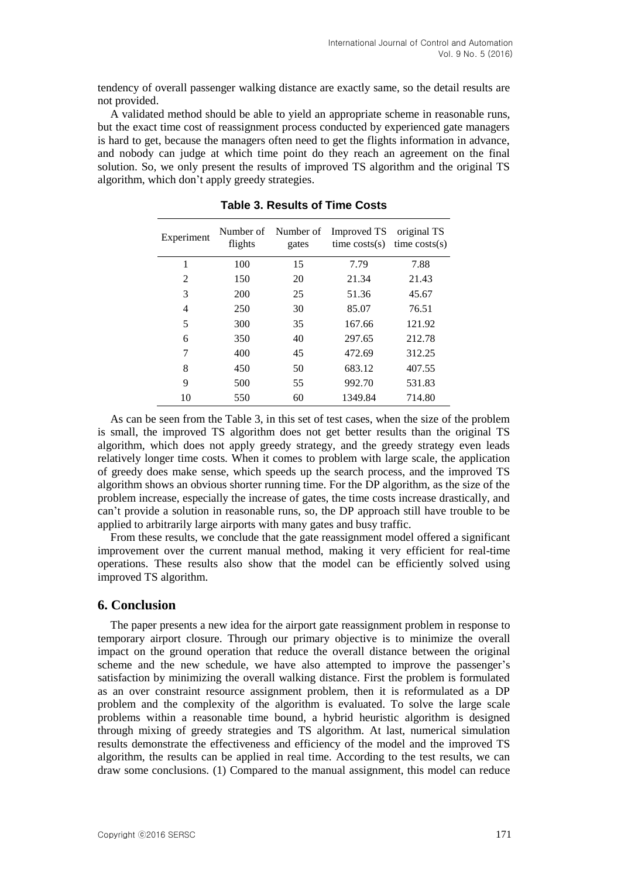tendency of overall passenger walking distance are exactly same, so the detail results are not provided.

A validated method should be able to yield an appropriate scheme in reasonable runs, but the exact time cost of reassignment process conducted by experienced gate managers is hard to get, because the managers often need to get the flights information in advance, and nobody can judge at which time point do they reach an agreement on the final solution. So, we only present the results of improved TS algorithm and the original TS algorithm, which don't apply greedy strategies.

**Table 3. Results of Time Costs**

| Experiment | Number of flights | Number of gates | Improved TS time costs(s) | original TS time costs(s) |
|---|---|---|---|---|
| 1 | 100 | 15 | 7.79 | 7.88 |
| 2 | 150 | 20 | 21.34 | 21.43 |
| 3 | 200 | 25 | 51.36 | 45.67 |
| 4 | 250 | 30 | 85.07 | 76.51 |
| 5 | 300 | 35 | 167.66 | 121.92 |
| 6 | 350 | 40 | 297.65 | 212.78 |
| 7 | 400 | 45 | 472.69 | 312.25 |
| 8 | 450 | 50 | 683.12 | 407.55 |
| 9 | 500 | 55 | 992.70 | 531.83 |
| 10 | 550 | 60 | 1349.84 | 714.80 |

As can be seen from the Table 3, in this set of test cases, when the size of the problem is small, the improved TS algorithm does not get better results than the original TS algorithm, which does not apply greedy strategy, and the greedy strategy even leads relatively longer time costs. When it comes to problem with large scale, the application of greedy does make sense, which speeds up the search process, and the improved TS algorithm shows an obvious shorter running time. For the DP algorithm, as the size of the problem increase, especially the increase of gates, the time costs increase drastically, and can't provide a solution in reasonable runs, so, the DP approach still have trouble to be applied to arbitrarily large airports with many gates and busy traffic.

From these results, we conclude that the gate reassignment model offered a significant improvement over the current manual method, making it very efficient for real-time operations. These results also show that the model can be efficiently solved using improved TS algorithm.

## 6. Conclusion

The paper presents a new idea for the airport gate reassignment problem in response to temporary airport closure. Through our primary objective is to minimize the overall impact on the ground operation that reduce the overall distance between the original scheme and the new schedule, we have also attempted to improve the passenger's satisfaction by minimizing the overall walking distance. First the problem is formulated as an over constraint resource assignment problem, then it is reformulated as a DP problem and the complexity of the algorithm is evaluated. To solve the large scale problems within a reasonable time bound, a hybrid heuristic algorithm is designed through mixing of greedy strategies and TS algorithm. At last, numerical simulation results demonstrate the effectiveness and efficiency of the model and the improved TS algorithm, the results can be applied in real time. According to the test results, we can draw some conclusions. (1) Compared to the manual assignment, this model can reduce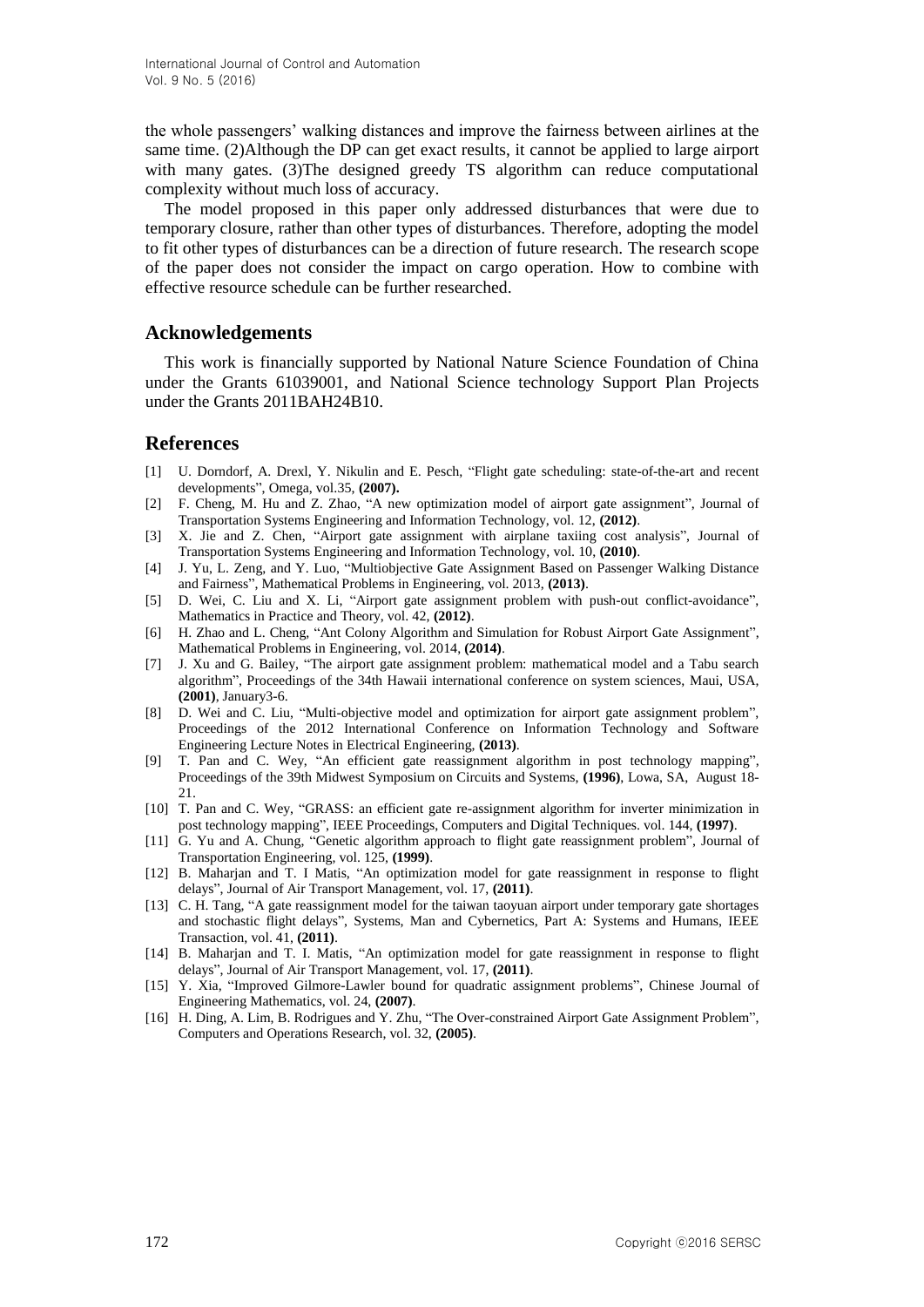the whole passengers' walking distances and improve the fairness between airlines at the same time. (2)Although the DP can get exact results, it cannot be applied to large airport with many gates. (3)The designed greedy TS algorithm can reduce computational complexity without much loss of accuracy.

The model proposed in this paper only addressed disturbances that were due to temporary closure, rather than other types of disturbances. Therefore, adopting the model to fit other types of disturbances can be a direction of future research. The research scope of the paper does not consider the impact on cargo operation. How to combine with effective resource schedule can be further researched.

## Acknowledgements

This work is financially supported by National Nature Science Foundation of China under the Grants 61039001, and National Science technology Support Plan Projects under the Grants 2011BAH24B10.

## References

[1] U. Dorndorf, A. Drexl, Y. Nikulin and E. Pesch, "Flight gate scheduling: state-of-the-art and recent developments", Omega, vol.35, **(2007).**

[2] F. Cheng, M. Hu and Z. Zhao, "A new optimization model of airport gate assignment", Journal of Transportation Systems Engineering and Information Technology, vol. 12, **(2012)**.

[3] X. Jie and Z. Chen, "Airport gate assignment with airplane taxiing cost analysis", Journal of Transportation Systems Engineering and Information Technology, vol. 10, **(2010)**.

[4] J. Yu, L. Zeng, and Y. Luo, "Multiobjective Gate Assignment Based on Passenger Walking Distance and Fairness", Mathematical Problems in Engineering, vol. 2013, **(2013)**.

[5] D. Wei, C. Liu and X. Li, "Airport gate assignment problem with push-out conflict-avoidance", Mathematics in Practice and Theory, vol. 42, **(2012)**.

[6] H. Zhao and L. Cheng, "Ant Colony Algorithm and Simulation for Robust Airport Gate Assignment", Mathematical Problems in Engineering, vol. 2014, **(2014)**.

[7] J. Xu and G. Bailey, "The airport gate assignment problem: mathematical model and a Tabu search algorithm", Proceedings of the 34th Hawaii international conference on system sciences, Maui, USA, **(2001)**, January3-6.

[8] D. Wei and C. Liu, "Multi-objective model and optimization for airport gate assignment problem", Proceedings of the 2012 International Conference on Information Technology and Software Engineering Lecture Notes in Electrical Engineering, **(2013)**.

[9] T. Pan and C. Wey, "An efficient gate reassignment algorithm in post technology mapping", Proceedings of the 39th Midwest Symposium on Circuits and Systems, **(1996)**, Lowa, SA, August 18-21.

[10] T. Pan and C. Wey, "GRASS: an efficient gate re-assignment algorithm for inverter minimization in post technology mapping", IEEE Proceedings, Computers and Digital Techniques. vol. 144, **(1997)**.

[11] G. Yu and A. Chung, "Genetic algorithm approach to flight gate reassignment problem", Journal of Transportation Engineering, vol. 125, **(1999)**.

[12] B. Maharjan and T. I Matis, "An optimization model for gate reassignment in response to flight delays", Journal of Air Transport Management, vol. 17, **(2011)**.

[13] C. H. Tang, "A gate reassignment model for the taiwan taoyuan airport under temporary gate shortages and stochastic flight delays", Systems, Man and Cybernetics, Part A: Systems and Humans, IEEE Transaction, vol. 41, **(2011)**.

[14] B. Maharjan and T. I. Matis, "An optimization model for gate reassignment in response to flight delays", Journal of Air Transport Management, vol. 17, **(2011)**.

[15] Y. Xia, "Improved Gilmore-Lawler bound for quadratic assignment problems", Chinese Journal of Engineering Mathematics, vol. 24, **(2007)**.

[16] H. Ding, A. Lim, B. Rodrigues and Y. Zhu, "The Over-constrained Airport Gate Assignment Problem", Computers and Operations Research, vol. 32, **(2005)**.